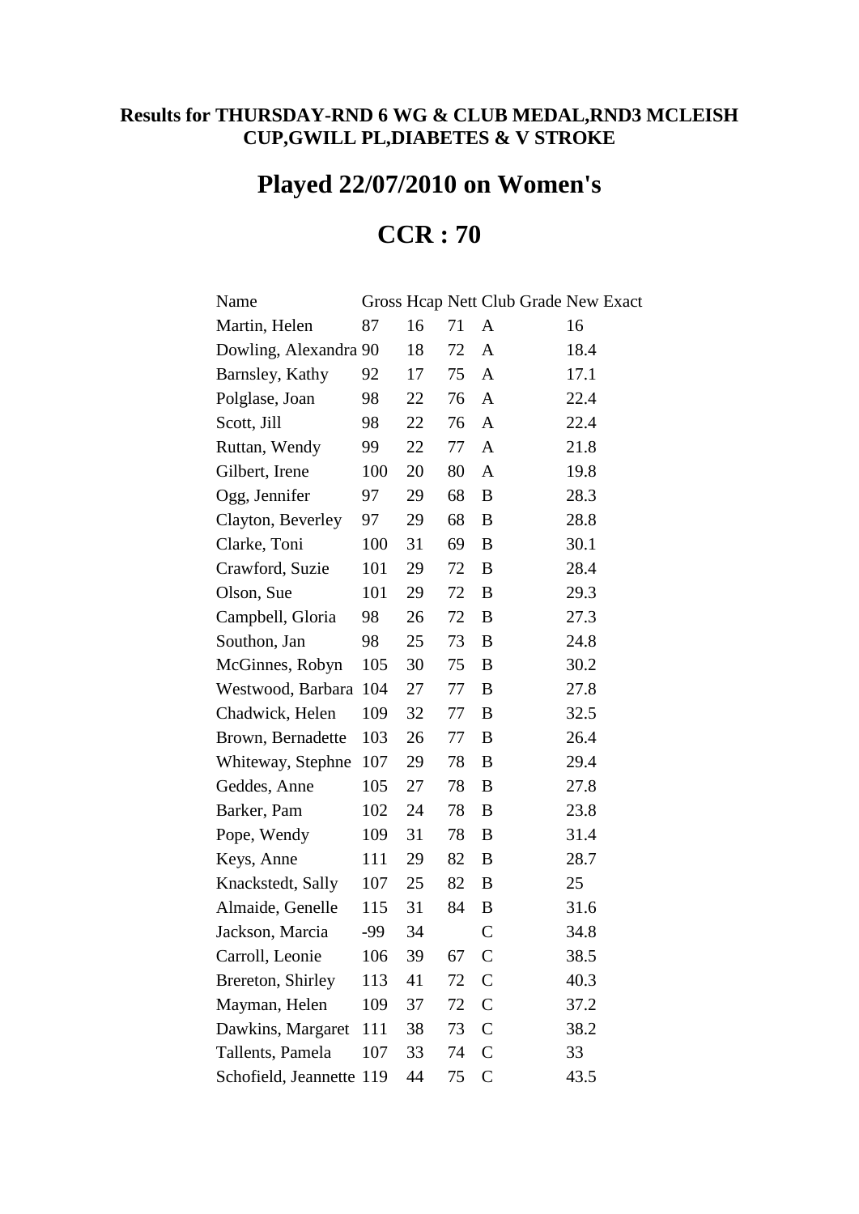**Results for THURSDAY-RND 6 WG & CLUB MEDAL,RND3 MCLEISH CUP,GWILL PL,DIABETES & V STROKE**

# Played 22/07/2010 on Women's

# CCR : 70

| Name | Gross | Hcap | Nett | Club Grade | New Exact |
|---|---|---|---|---|---|
| Martin, Helen | 87 | 16 | 71 | A | 16 |
| Dowling, Alexandra | 90 | 18 | 72 | A | 18.4 |
| Barnsley, Kathy | 92 | 17 | 75 | A | 17.1 |
| Polglase, Joan | 98 | 22 | 76 | A | 22.4 |
| Scott, Jill | 98 | 22 | 76 | A | 22.4 |
| Ruttan, Wendy | 99 | 22 | 77 | A | 21.8 |
| Gilbert, Irene | 100 | 20 | 80 | A | 19.8 |
| Ogg, Jennifer | 97 | 29 | 68 | B | 28.3 |
| Clayton, Beverley | 97 | 29 | 68 | B | 28.8 |
| Clarke, Toni | 100 | 31 | 69 | B | 30.1 |
| Crawford, Suzie | 101 | 29 | 72 | B | 28.4 |
| Olson, Sue | 101 | 29 | 72 | B | 29.3 |
| Campbell, Gloria | 98 | 26 | 72 | B | 27.3 |
| Southon, Jan | 98 | 25 | 73 | B | 24.8 |
| McGinnes, Robyn | 105 | 30 | 75 | B | 30.2 |
| Westwood, Barbara | 104 | 27 | 77 | B | 27.8 |
| Chadwick, Helen | 109 | 32 | 77 | B | 32.5 |
| Brown, Bernadette | 103 | 26 | 77 | B | 26.4 |
| Whiteway, Stephne | 107 | 29 | 78 | B | 29.4 |
| Geddes, Anne | 105 | 27 | 78 | B | 27.8 |
| Barker, Pam | 102 | 24 | 78 | B | 23.8 |
| Pope, Wendy | 109 | 31 | 78 | B | 31.4 |
| Keys, Anne | 111 | 29 | 82 | B | 28.7 |
| Knackstedt, Sally | 107 | 25 | 82 | B | 25 |
| Almaide, Genelle | 115 | 31 | 84 | B | 31.6 |
| Jackson, Marcia | -99 | 34 | | C | 34.8 |
| Carroll, Leonie | 106 | 39 | 67 | C | 38.5 |
| Brereton, Shirley | 113 | 41 | 72 | C | 40.3 |
| Mayman, Helen | 109 | 37 | 72 | C | 37.2 |
| Dawkins, Margaret | 111 | 38 | 73 | C | 38.2 |
| Tallents, Pamela | 107 | 33 | 74 | C | 33 |
| Schofield, Jeannette | 119 | 44 | 75 | C | 43.5 |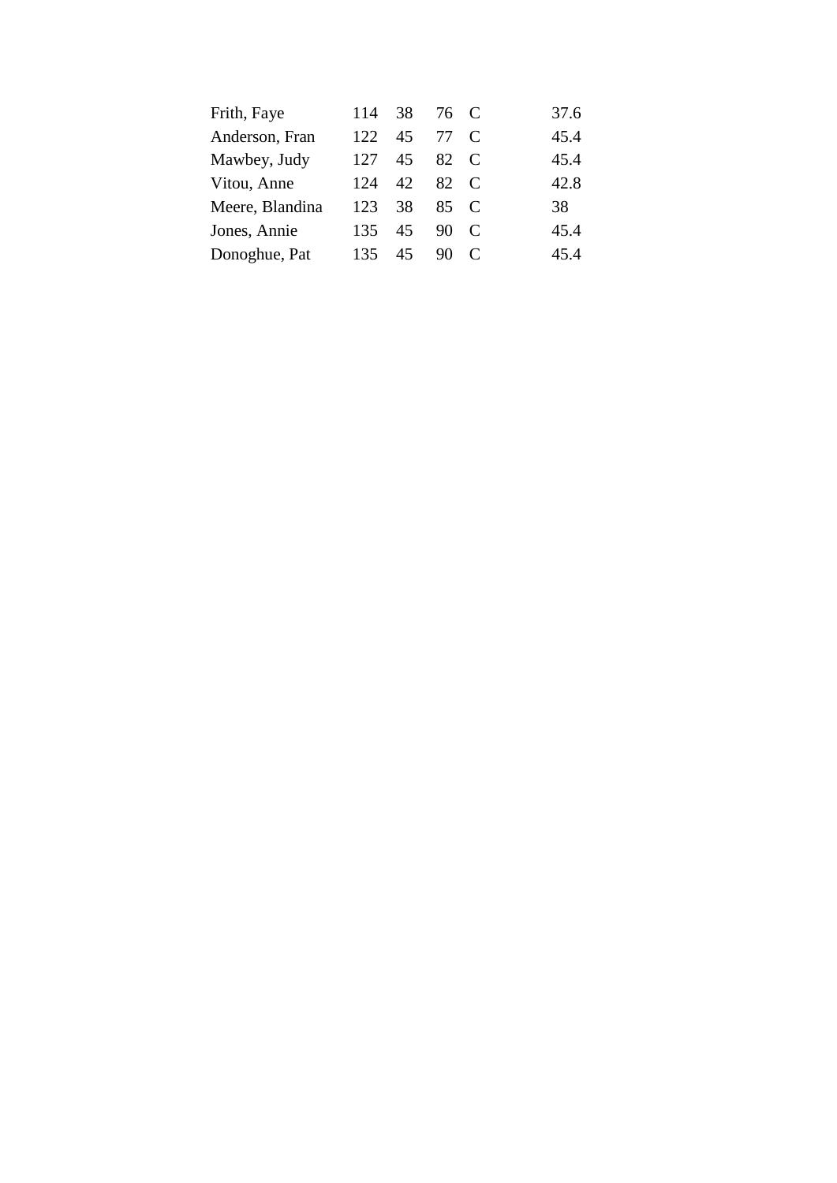| | | | | | |
|---|---|---|---|---|---|
| Frith, Faye | 114 | 38 | 76 | C | 37.6 |
| Anderson, Fran | 122 | 45 | 77 | C | 45.4 |
| Mawbey, Judy | 127 | 45 | 82 | C | 45.4 |
| Vitou, Anne | 124 | 42 | 82 | C | 42.8 |
| Meere, Blandina | 123 | 38 | 85 | C | 38 |
| Jones, Annie | 135 | 45 | 90 | C | 45.4 |
| Donoghue, Pat | 135 | 45 | 90 | C | 45.4 |